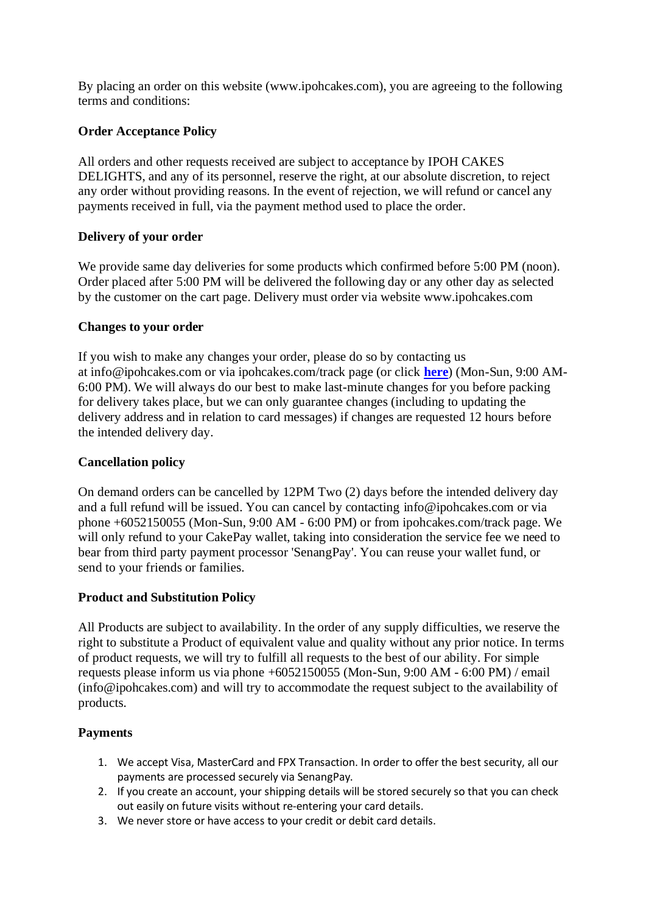By placing an order on this website (www.ipohcakes.com), you are agreeing to the following terms and conditions:

**Order Acceptance Policy**

All orders and other requests received are subject to acceptance by IPOH CAKES DELIGHTS, and any of its personnel, reserve the right, at our absolute discretion, to reject any order without providing reasons. In the event of rejection, we will refund or cancel any payments received in full, via the payment method used to place the order.

**Delivery of your order**

We provide same day deliveries for some products which confirmed before 5:00 PM (noon). Order placed after 5:00 PM will be delivered the following day or any other day as selected by the customer on the cart page. Delivery must order via website www.ipohcakes.com

**Changes to your order**

If you wish to make any changes your order, please do so by contacting us at info@ipohcakes.com or via ipohcakes.com/track page (or click **here**) (Mon-Sun, 9:00 AM-6:00 PM). We will always do our best to make last-minute changes for you before packing for delivery takes place, but we can only guarantee changes (including to updating the delivery address and in relation to card messages) if changes are requested 12 hours before the intended delivery day.

**Cancellation policy**

On demand orders can be cancelled by 12PM Two (2) days before the intended delivery day and a full refund will be issued. You can cancel by contacting info@ipohcakes.com or via phone +6052150055 (Mon-Sun, 9:00 AM - 6:00 PM) or from ipohcakes.com/track page. We will only refund to your CakePay wallet, taking into consideration the service fee we need to bear from third party payment processor 'SenangPay'. You can reuse your wallet fund, or send to your friends or families.

**Product and Substitution Policy**

All Products are subject to availability. In the order of any supply difficulties, we reserve the right to substitute a Product of equivalent value and quality without any prior notice. In terms of product requests, we will try to fulfill all requests to the best of our ability. For simple requests please inform us via phone +6052150055 (Mon-Sun, 9:00 AM - 6:00 PM) / email (info@ipohcakes.com) and will try to accommodate the request subject to the availability of products.

**Payments**

1. We accept Visa, MasterCard and FPX Transaction. In order to offer the best security, all our payments are processed securely via SenangPay.
2. If you create an account, your shipping details will be stored securely so that you can check out easily on future visits without re-entering your card details.
3. We never store or have access to your credit or debit card details.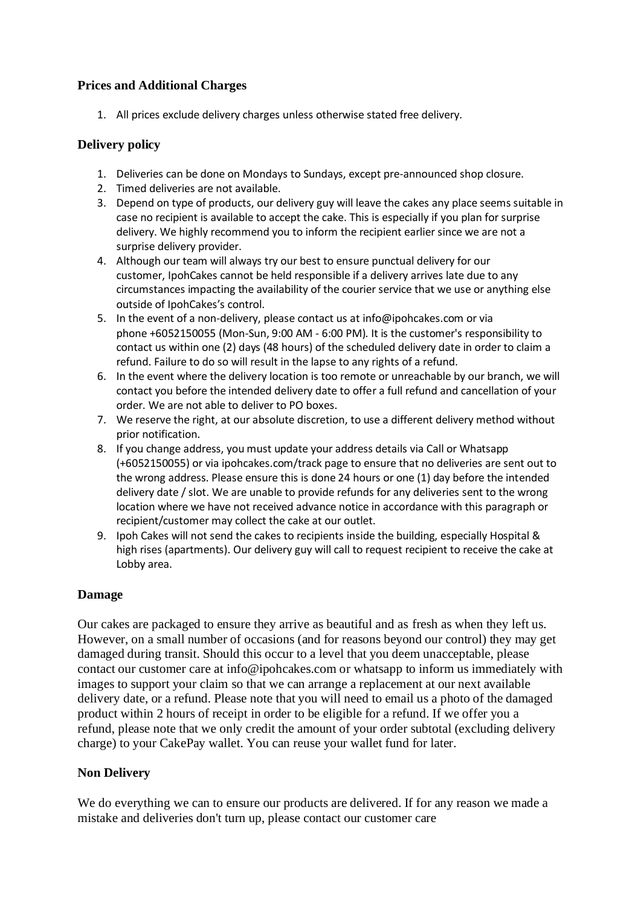## Prices and Additional Charges

1. All prices exclude delivery charges unless otherwise stated free delivery.

## Delivery policy

1. Deliveries can be done on Mondays to Sundays, except pre-announced shop closure.
2. Timed deliveries are not available.
3. Depend on type of products, our delivery guy will leave the cakes any place seems suitable in case no recipient is available to accept the cake. This is especially if you plan for surprise delivery. We highly recommend you to inform the recipient earlier since we are not a surprise delivery provider.
4. Although our team will always try our best to ensure punctual delivery for our customer, IpohCakes cannot be held responsible if a delivery arrives late due to any circumstances impacting the availability of the courier service that we use or anything else outside of IpohCakes's control.
5. In the event of a non-delivery, please contact us at info@ipohcakes.com or via phone +6052150055 (Mon-Sun, 9:00 AM - 6:00 PM). It is the customer's responsibility to contact us within one (2) days (48 hours) of the scheduled delivery date in order to claim a refund. Failure to do so will result in the lapse to any rights of a refund.
6. In the event where the delivery location is too remote or unreachable by our branch, we will contact you before the intended delivery date to offer a full refund and cancellation of your order. We are not able to deliver to PO boxes.
7. We reserve the right, at our absolute discretion, to use a different delivery method without prior notification.
8. If you change address, you must update your address details via Call or Whatsapp (+6052150055) or via ipohcakes.com/track page to ensure that no deliveries are sent out to the wrong address. Please ensure this is done 24 hours or one (1) day before the intended delivery date / slot. We are unable to provide refunds for any deliveries sent to the wrong location where we have not received advance notice in accordance with this paragraph or recipient/customer may collect the cake at our outlet.
9. Ipoh Cakes will not send the cakes to recipients inside the building, especially Hospital & high rises (apartments). Our delivery guy will call to request recipient to receive the cake at Lobby area.

## Damage

Our cakes are packaged to ensure they arrive as beautiful and as fresh as when they left us. However, on a small number of occasions (and for reasons beyond our control) they may get damaged during transit. Should this occur to a level that you deem unacceptable, please contact our customer care at info@ipohcakes.com or whatsapp to inform us immediately with images to support your claim so that we can arrange a replacement at our next available delivery date, or a refund. Please note that you will need to email us a photo of the damaged product within 2 hours of receipt in order to be eligible for a refund. If we offer you a refund, please note that we only credit the amount of your order subtotal (excluding delivery charge) to your CakePay wallet. You can reuse your wallet fund for later.

## Non Delivery

We do everything we can to ensure our products are delivered. If for any reason we made a mistake and deliveries don't turn up, please contact our customer care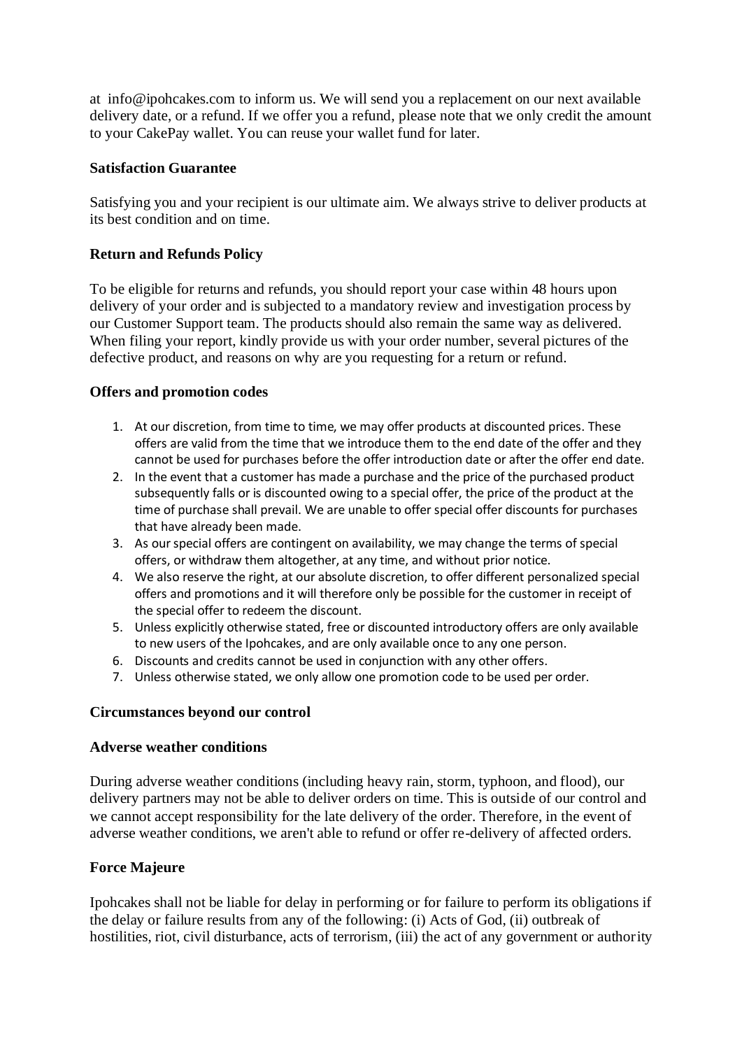at info@ipohcakes.com to inform us. We will send you a replacement on our next available delivery date, or a refund. If we offer you a refund, please note that we only credit the amount to your CakePay wallet. You can reuse your wallet fund for later.

**Satisfaction Guarantee**

Satisfying you and your recipient is our ultimate aim. We always strive to deliver products at its best condition and on time.

**Return and Refunds Policy**

To be eligible for returns and refunds, you should report your case within 48 hours upon delivery of your order and is subjected to a mandatory review and investigation process by our Customer Support team. The products should also remain the same way as delivered. When filing your report, kindly provide us with your order number, several pictures of the defective product, and reasons on why are you requesting for a return or refund.

**Offers and promotion codes**

1. At our discretion, from time to time, we may offer products at discounted prices. These offers are valid from the time that we introduce them to the end date of the offer and they cannot be used for purchases before the offer introduction date or after the offer end date.
2. In the event that a customer has made a purchase and the price of the purchased product subsequently falls or is discounted owing to a special offer, the price of the product at the time of purchase shall prevail. We are unable to offer special offer discounts for purchases that have already been made.
3. As our special offers are contingent on availability, we may change the terms of special offers, or withdraw them altogether, at any time, and without prior notice.
4. We also reserve the right, at our absolute discretion, to offer different personalized special offers and promotions and it will therefore only be possible for the customer in receipt of the special offer to redeem the discount.
5. Unless explicitly otherwise stated, free or discounted introductory offers are only available to new users of the Ipohcakes, and are only available once to any one person.
6. Discounts and credits cannot be used in conjunction with any other offers.
7. Unless otherwise stated, we only allow one promotion code to be used per order.

**Circumstances beyond our control**

**Adverse weather conditions**

During adverse weather conditions (including heavy rain, storm, typhoon, and flood), our delivery partners may not be able to deliver orders on time. This is outside of our control and we cannot accept responsibility for the late delivery of the order. Therefore, in the event of adverse weather conditions, we aren't able to refund or offer re-delivery of affected orders.

**Force Majeure**

Ipohcakes shall not be liable for delay in performing or for failure to perform its obligations if the delay or failure results from any of the following: (i) Acts of God, (ii) outbreak of hostilities, riot, civil disturbance, acts of terrorism, (iii) the act of any government or authority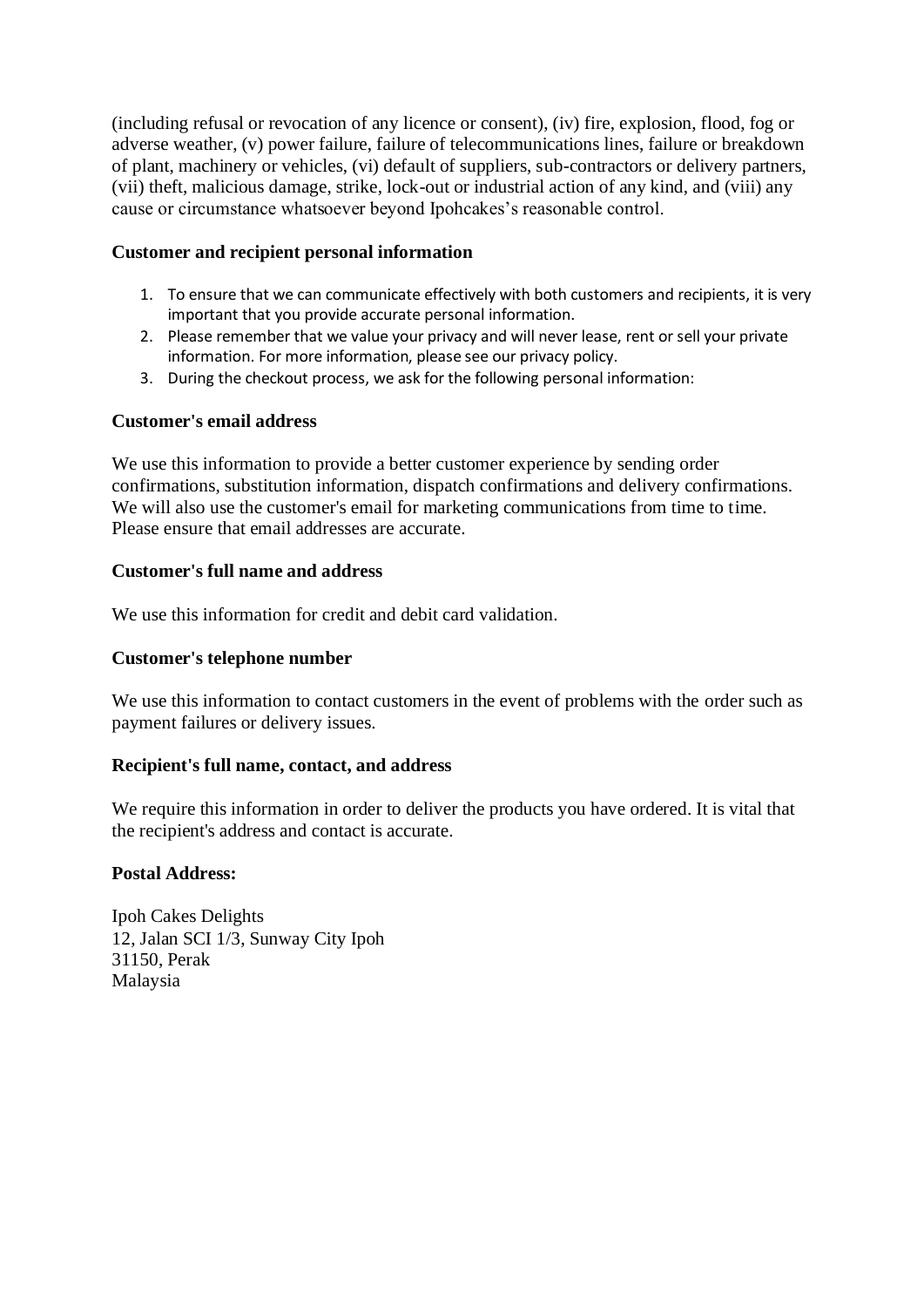(including refusal or revocation of any licence or consent), (iv) fire, explosion, flood, fog or adverse weather, (v) power failure, failure of telecommunications lines, failure or breakdown of plant, machinery or vehicles, (vi) default of suppliers, sub-contractors or delivery partners, (vii) theft, malicious damage, strike, lock-out or industrial action of any kind, and (viii) any cause or circumstance whatsoever beyond Ipohcakes's reasonable control.

**Customer and recipient personal information**

1. To ensure that we can communicate effectively with both customers and recipients, it is very important that you provide accurate personal information.
2. Please remember that we value your privacy and will never lease, rent or sell your private information. For more information, please see our privacy policy.
3. During the checkout process, we ask for the following personal information:

**Customer's email address**

We use this information to provide a better customer experience by sending order confirmations, substitution information, dispatch confirmations and delivery confirmations. We will also use the customer's email for marketing communications from time to time. Please ensure that email addresses are accurate.

**Customer's full name and address**

We use this information for credit and debit card validation.

**Customer's telephone number**

We use this information to contact customers in the event of problems with the order such as payment failures or delivery issues.

**Recipient's full name, contact, and address**

We require this information in order to deliver the products you have ordered. It is vital that the recipient's address and contact is accurate.

**Postal Address:**

Ipoh Cakes Delights
12, Jalan SCI 1/3, Sunway City Ipoh
31150, Perak
Malaysia